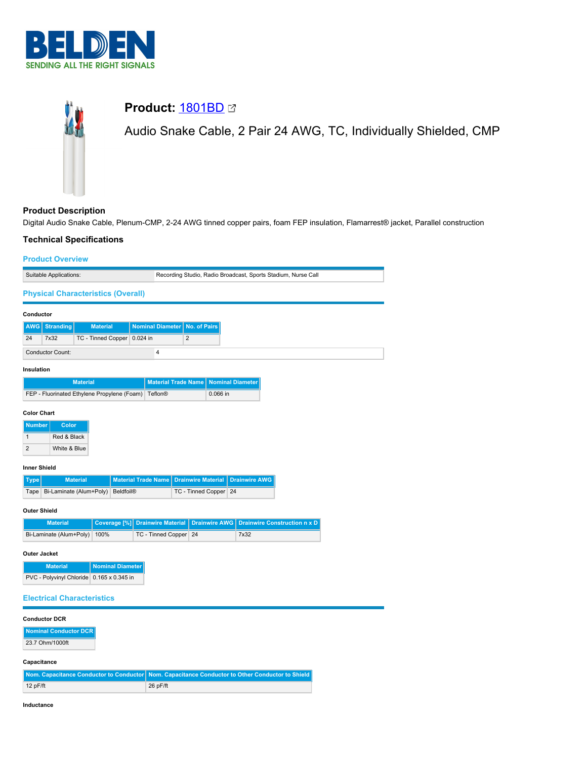**BELDEN**
SENDING ALL THE RIGHT SIGNALS

## Product: 1801BD

Audio Snake Cable, 2 Pair 24 AWG, TC, Individually Shielded, CMP

### Product Description

Digital Audio Snake Cable, Plenum-CMP, 2-24 AWG tinned copper pairs, foam FEP insulation, Flamarrest® jacket, Parallel construction

### Technical Specifications

#### Product Overview

| | |
|---|---|
| Suitable Applications: | Recording Studio, Radio Broadcast, Sports Stadium, Nurse Call |

#### Physical Characteristics (Overall)

**Conductor**

| AWG | Stranding | Material | Nominal Diameter | No. of Pairs |
|---|---|---|---|---|
| 24 | 7x32 | TC - Tinned Copper | 0.024 in | 2 |

| | |
|---|---|
| Conductor Count: | 4 |

**Insulation**

| Material | Material Trade Name | Nominal Diameter |
|---|---|---|
| FEP - Fluorinated Ethylene Propylene (Foam) | Teflon® | 0.066 in |

**Color Chart**

| Number | Color |
|---|---|
| 1 | Red & Black |
| 2 | White & Blue |

**Inner Shield**

| Type | Material | Material Trade Name | Drainwire Material | Drainwire AWG |
|---|---|---|---|---|
| Tape | Bi-Laminate (Alum+Poly) | Beldfoil® | TC - Tinned Copper | 24 |

**Outer Shield**

| Material | Coverage [%] | Drainwire Material | Drainwire AWG | Drainwire Construction n x D |
|---|---|---|---|---|
| Bi-Laminate (Alum+Poly) | 100% | TC - Tinned Copper | 24 | 7x32 |

**Outer Jacket**

| Material | Nominal Diameter |
|---|---|
| PVC - Polyvinyl Chloride | 0.165 x 0.345 in |

#### Electrical Characteristics

**Conductor DCR**

| Nominal Conductor DCR |
|---|
| 23.7 Ohm/1000ft |

**Capacitance**

| Nom. Capacitance Conductor to Conductor | Nom. Capacitance Conductor to Other Conductor to Shield |
|---|---|
| 12 pF/ft | 26 pF/ft |

**Inductance**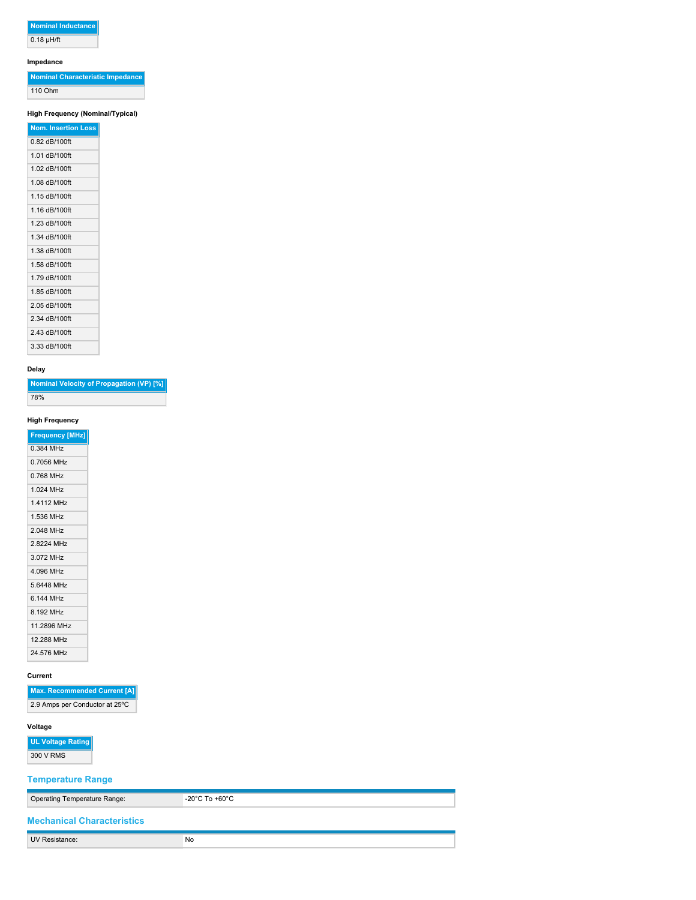| Nominal Inductance |
| --- |
| 0.18 µH/ft |

#### Impedance

| Nominal Characteristic Impedance |
| --- |
| 110 Ohm |

#### High Frequency (Nominal/Typical)

| Nom. Insertion Loss |
| --- |
| 0.82 dB/100ft |
| 1.01 dB/100ft |
| 1.02 dB/100ft |
| 1.08 dB/100ft |
| 1.15 dB/100ft |
| 1.16 dB/100ft |
| 1.23 dB/100ft |
| 1.34 dB/100ft |
| 1.38 dB/100ft |
| 1.58 dB/100ft |
| 1.79 dB/100ft |
| 1.85 dB/100ft |
| 2.05 dB/100ft |
| 2.34 dB/100ft |
| 2.43 dB/100ft |
| 3.33 dB/100ft |

#### Delay

| Nominal Velocity of Propagation (VP) [%] |
| --- |
| 78% |

#### High Frequency

| Frequency [MHz] |
| --- |
| 0.384 MHz |
| 0.7056 MHz |
| 0.768 MHz |
| 1.024 MHz |
| 1.4112 MHz |
| 1.536 MHz |
| 2.048 MHz |
| 2.8224 MHz |
| 3.072 MHz |
| 4.096 MHz |
| 5.6448 MHz |
| 6.144 MHz |
| 8.192 MHz |
| 11.2896 MHz |
| 12.288 MHz |
| 24.576 MHz |

#### Current

| Max. Recommended Current [A] |
| --- |
| 2.9 Amps per Conductor at 25ºC |

#### Voltage

| UL Voltage Rating |
| --- |
| 300 V RMS |

## Temperature Range

| | |
| --- | --- |
| Operating Temperature Range: | -20°C To +60°C |

## Mechanical Characteristics

| | |
| --- | --- |
| UV Resistance: | No |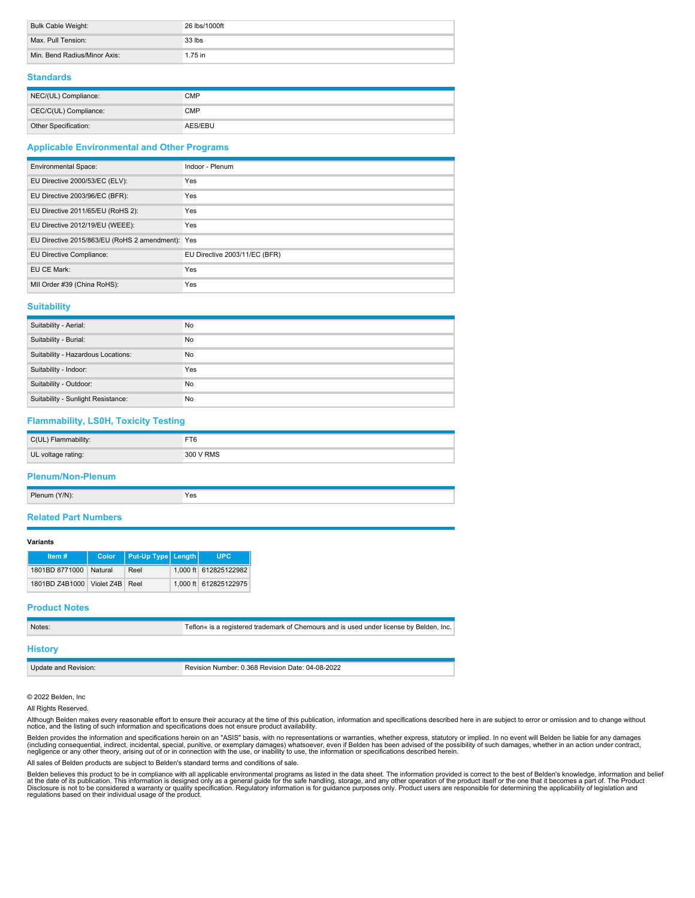| | |
|---|---|
| Bulk Cable Weight: | 26 lbs/1000ft |
| Max. Pull Tension: | 33 lbs |
| Min. Bend Radius/Minor Axis: | 1.75 in |

## Standards

| | |
|---|---|
| NEC/(UL) Compliance: | CMP |
| CEC/C(UL) Compliance: | CMP |
| Other Specification: | AES/EBU |

## Applicable Environmental and Other Programs

| | |
|---|---|
| Environmental Space: | Indoor - Plenum |
| EU Directive 2000/53/EC (ELV): | Yes |
| EU Directive 2003/96/EC (BFR): | Yes |
| EU Directive 2011/65/EU (RoHS 2): | Yes |
| EU Directive 2012/19/EU (WEEE): | Yes |
| EU Directive 2015/863/EU (RoHS 2 amendment): | Yes |
| EU Directive Compliance: | EU Directive 2003/11/EC (BFR) |
| EU CE Mark: | Yes |
| MII Order #39 (China RoHS): | Yes |

## Suitability

| | |
|---|---|
| Suitability - Aerial: | No |
| Suitability - Burial: | No |
| Suitability - Hazardous Locations: | No |
| Suitability - Indoor: | Yes |
| Suitability - Outdoor: | No |
| Suitability - Sunlight Resistance: | No |

## Flammability, LS0H, Toxicity Testing

| | |
|---|---|
| C(UL) Flammability: | FT6 |
| UL voltage rating: | 300 V RMS |

## Plenum/Non-Plenum

| | |
|---|---|
| Plenum (Y/N): | Yes |

## Related Part Numbers

**Variants**

| Item # | Color | Put-Up Type | Length | UPC |
|---|---|---|---|---|
| 1801BD 8771000 | Natural | Reel | 1,000 ft | 612825122982 |
| 1801BD Z4B1000 | Violet Z4B | Reel | 1,000 ft | 612825122975 |

## Product Notes

| | |
|---|---|
| Notes: | Teflon« is a registered trademark of Chemours and is used under license by Belden, Inc. |

## History

| | |
|---|---|
| Update and Revision: | Revision Number: 0.368 Revision Date: 04-08-2022 |

© 2022 Belden, Inc

All Rights Reserved.

Although Belden makes every reasonable effort to ensure their accuracy at the time of this publication, information and specifications described here in are subject to error or omission and to change without notice, and the listing of such information and specifications does not ensure product availability.

Belden provides the information and specifications herein on an "ASIS" basis, with no representations or warranties, whether express, statutory or implied. In no event will Belden be liable for any damages (including consequential, indirect, incidental, special, punitive, or exemplary damages) whatsoever, even if Belden has been advised of the possibility of such damages, whether in an action under contract, negligence or any other theory, arising out of or in connection with the use, or inability to use, the information or specifications described herein.

All sales of Belden products are subject to Belden's standard terms and conditions of sale.

Belden believes this product to be in compliance with all applicable environmental programs as listed in the data sheet. The information provided is correct to the best of Belden's knowledge, information and belief at the date of its publication. This information is designed only as a general guide for the safe handling, storage, and any other operation of the product itself or the one that it becomes a part of. The Product Disclosure is not to be considered a warranty or quality specification. Regulatory information is for guidance purposes only. Product users are responsible for determining the applicability of legislation and regulations based on their individual usage of the product.